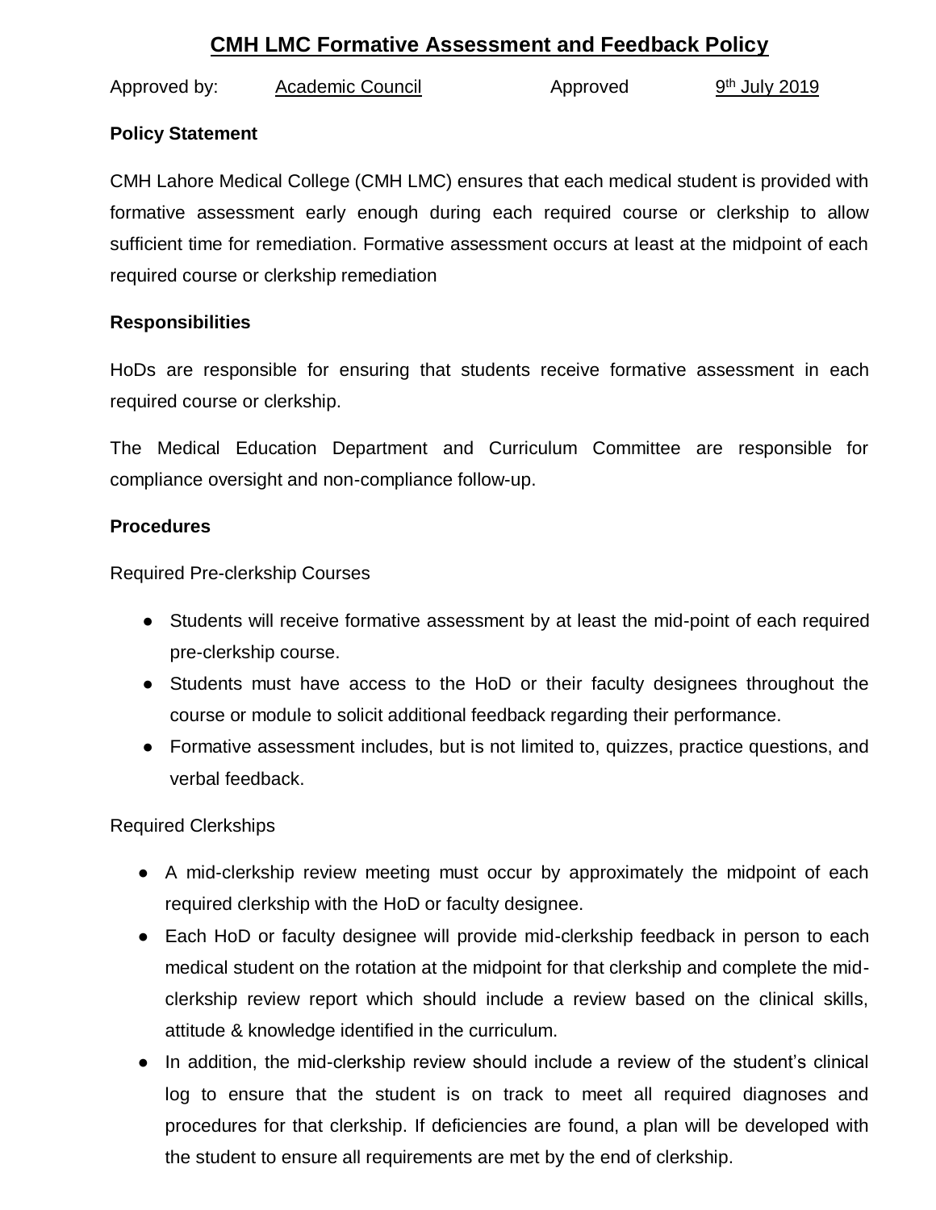# CMH LMC Formative Assessment and Feedback Policy

Approved by: Academic Council Approved 9th July 2019

**Policy Statement**

CMH Lahore Medical College (CMH LMC) ensures that each medical student is provided with formative assessment early enough during each required course or clerkship to allow sufficient time for remediation. Formative assessment occurs at least at the midpoint of each required course or clerkship remediation

**Responsibilities**

HoDs are responsible for ensuring that students receive formative assessment in each required course or clerkship.

The Medical Education Department and Curriculum Committee are responsible for compliance oversight and non-compliance follow-up.

**Procedures**

Required Pre-clerkship Courses

- Students will receive formative assessment by at least the mid-point of each required pre-clerkship course.
- Students must have access to the HoD or their faculty designees throughout the course or module to solicit additional feedback regarding their performance.
- Formative assessment includes, but is not limited to, quizzes, practice questions, and verbal feedback.

Required Clerkships

- A mid-clerkship review meeting must occur by approximately the midpoint of each required clerkship with the HoD or faculty designee.
- Each HoD or faculty designee will provide mid-clerkship feedback in person to each medical student on the rotation at the midpoint for that clerkship and complete the mid-clerkship review report which should include a review based on the clinical skills, attitude & knowledge identified in the curriculum.
- In addition, the mid-clerkship review should include a review of the student's clinical log to ensure that the student is on track to meet all required diagnoses and procedures for that clerkship. If deficiencies are found, a plan will be developed with the student to ensure all requirements are met by the end of clerkship.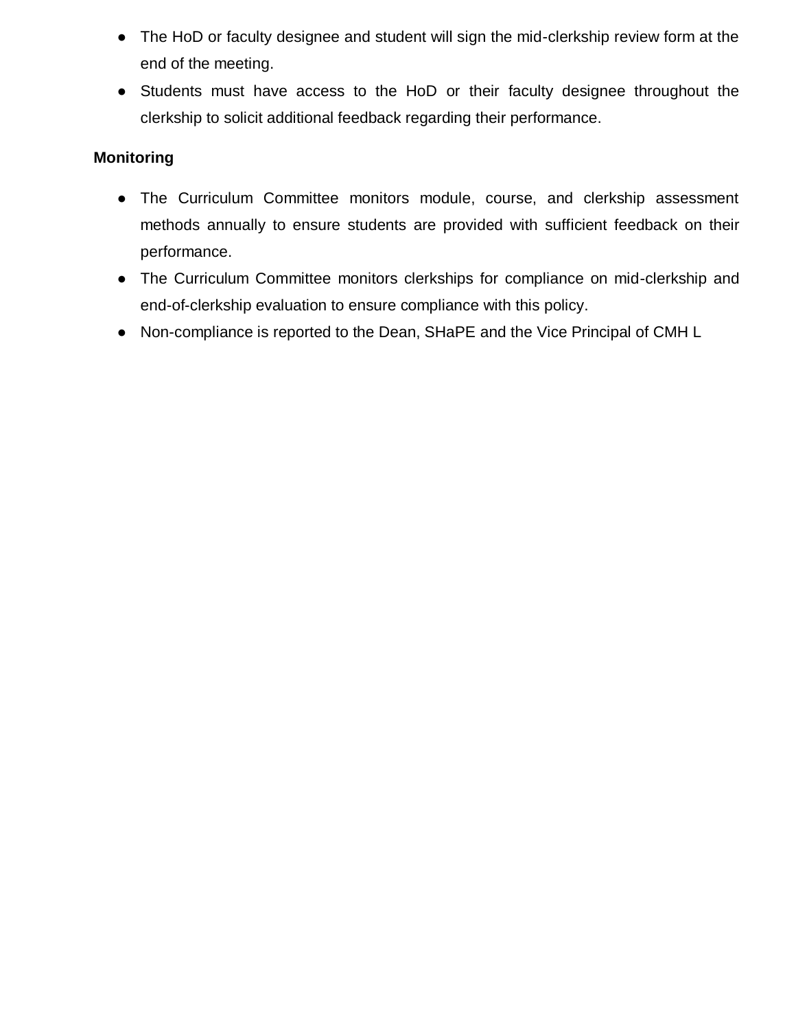- The HoD or faculty designee and student will sign the mid-clerkship review form at the end of the meeting.
- Students must have access to the HoD or their faculty designee throughout the clerkship to solicit additional feedback regarding their performance.

**Monitoring**

- The Curriculum Committee monitors module, course, and clerkship assessment methods annually to ensure students are provided with sufficient feedback on their performance.
- The Curriculum Committee monitors clerkships for compliance on mid-clerkship and end-of-clerkship evaluation to ensure compliance with this policy.
- Non-compliance is reported to the Dean, SHaPE and the Vice Principal of CMH L